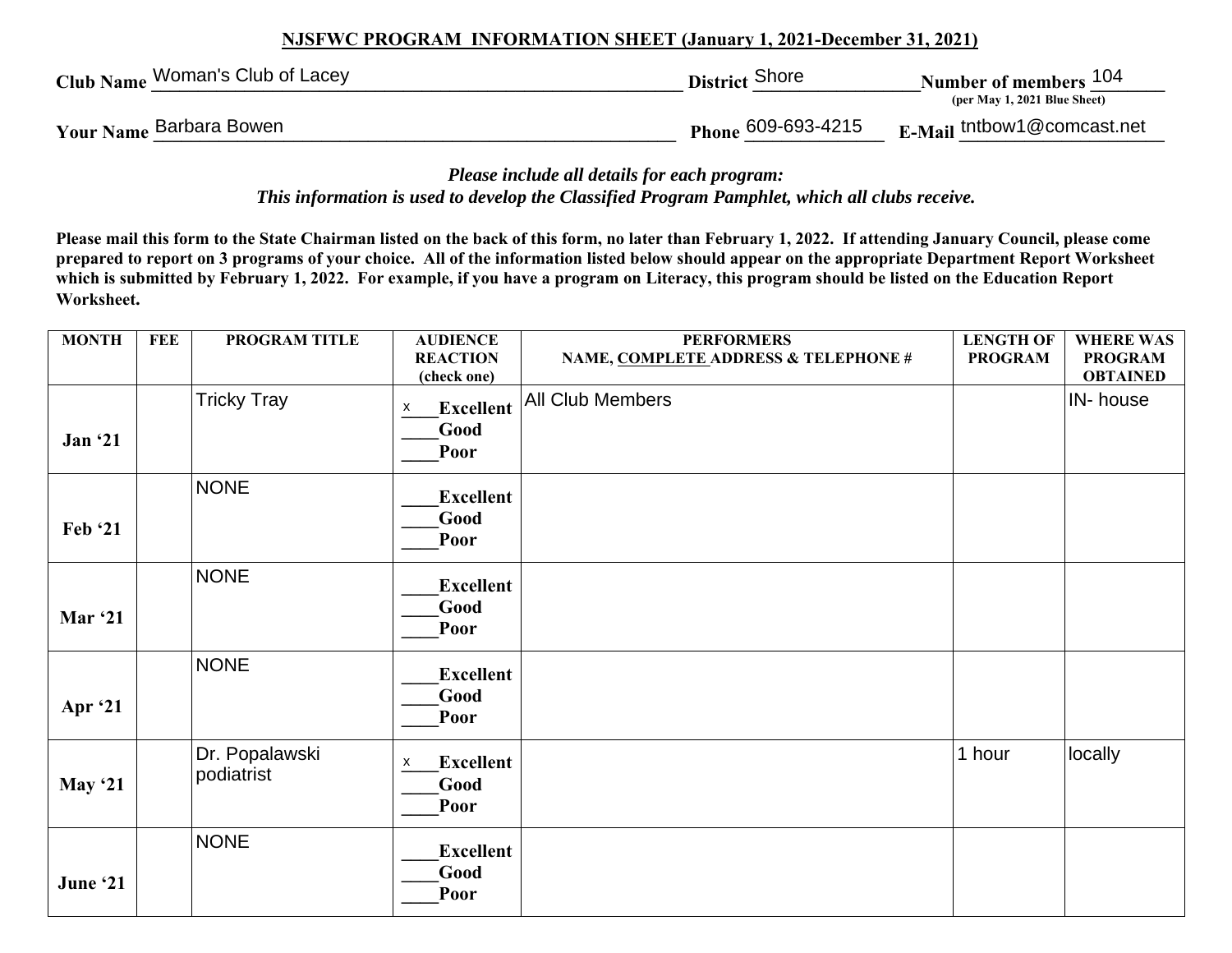## NJSFWC PROGRAM INFORMATION SHEET (January 1, 2021-December 31, 2021)

**Club Name** Woman's Club of Lacey **District** Shore **Number of members** 104
(per May 1, 2021 Blue Sheet)

**Your Name** Barbara Bowen **Phone** 609-693-4215 **E-Mail** tntbow1@comcast.net

***Please include all details for each program:***
***This information is used to develop the Classified Program Pamphlet, which all clubs receive.***

**Please mail this form to the State Chairman listed on the back of this form, no later than February 1, 2022. If attending January Council, please come prepared to report on 3 programs of your choice. All of the information listed below should appear on the appropriate Department Report Worksheet which is submitted by February 1, 2022. For example, if you have a program on Literacy, this program should be listed on the Education Report Worksheet.**

| MONTH | FEE | PROGRAM TITLE | AUDIENCE REACTION (check one) | PERFORMERS NAME, COMPLETE ADDRESS & TELEPHONE # | LENGTH OF PROGRAM | WHERE WAS PROGRAM OBTAINED |
|---|---|---|---|---|---|---|
| Jan '21 | | Tricky Tray | x Excellent<br>___Good<br>___Poor | All Club Members | | IN- house |
| Feb '21 | | NONE | ___Excellent<br>___Good<br>___Poor | | | |
| Mar '21 | | NONE | ___Excellent<br>___Good<br>___Poor | | | |
| Apr '21 | | NONE | ___Excellent<br>___Good<br>___Poor | | | |
| May '21 | | Dr. Popalawski podiatrist | x Excellent<br>___Good<br>___Poor | | 1 hour | locally |
| June '21 | | NONE | ___Excellent<br>___Good<br>___Poor | | | |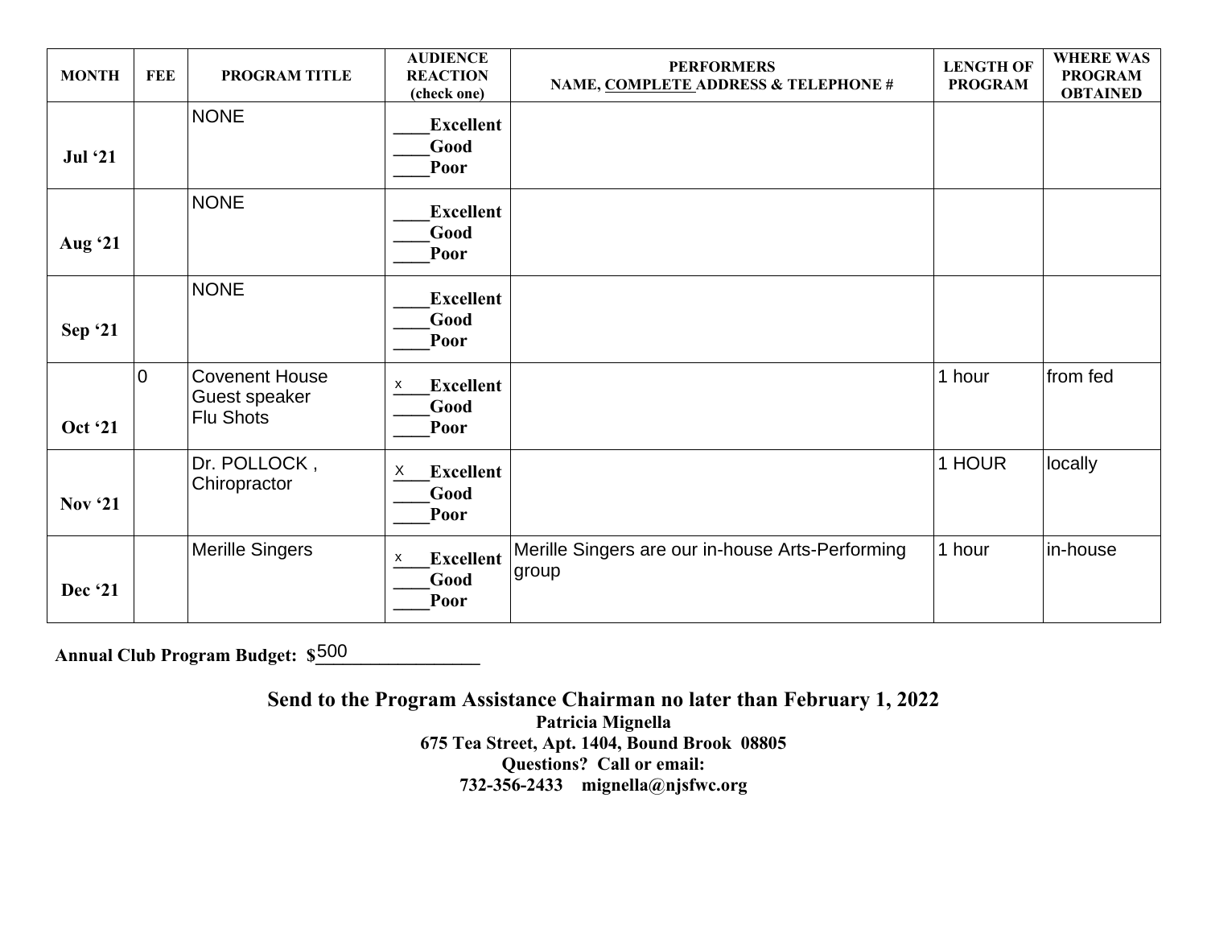| MONTH | FEE | PROGRAM TITLE | AUDIENCE REACTION (check one) | PERFORMERS NAME, COMPLETE ADDRESS & TELEPHONE # | LENGTH OF PROGRAM | WHERE WAS PROGRAM OBTAINED |
|---|---|---|---|---|---|---|
| Jul '21 | | NONE | ____Excellent<br>____Good<br>____Poor | | | |
| Aug '21 | | NONE | ____Excellent<br>____Good<br>____Poor | | | |
| Sep '21 | | NONE | ____Excellent<br>____Good<br>____Poor | | | |
| Oct '21 | 0 | Covenent House<br>Guest speaker<br>Flu Shots | x___Excellent<br>____Good<br>____Poor | | 1 hour | from fed |
| Nov '21 | | Dr. POLLOCK , Chiropractor | X___Excellent<br>____Good<br>____Poor | | 1 HOUR | locally |
| Dec '21 | | Merille Singers | x___Excellent<br>____Good<br>____Poor | Merille Singers are our in-house Arts-Performing group | 1 hour | in-house |

**Annual Club Program Budget: $500**

**Send to the Program Assistance Chairman no later than February 1, 2022**

**Patricia Mignella**
**675 Tea Street, Apt. 1404, Bound Brook 08805**
**Questions? Call or email:**
**732-356-2433 mignella@njsfwc.org**